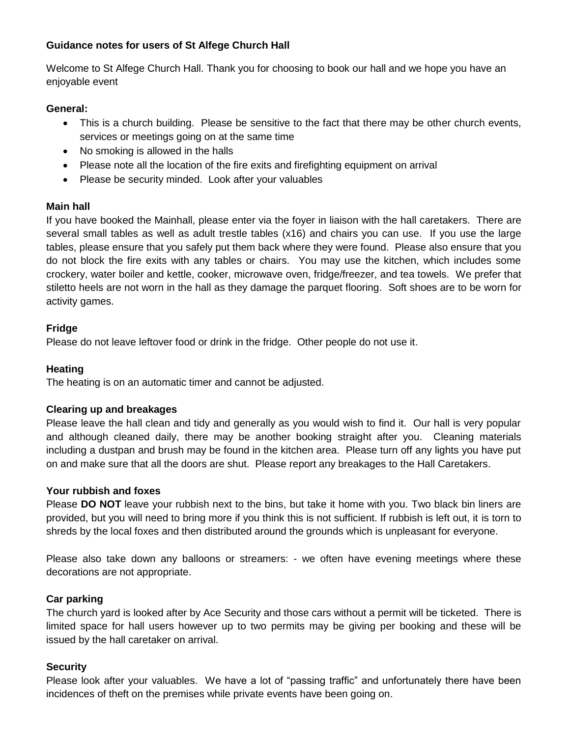**Guidance notes for users of St Alfege Church Hall**

Welcome to St Alfege Church Hall. Thank you for choosing to book our hall and we hope you have an enjoyable event

**General:**

- This is a church building. Please be sensitive to the fact that there may be other church events, services or meetings going on at the same time
- No smoking is allowed in the halls
- Please note all the location of the fire exits and firefighting equipment on arrival
- Please be security minded. Look after your valuables

**Main hall**

If you have booked the Mainhall, please enter via the foyer in liaison with the hall caretakers. There are several small tables as well as adult trestle tables (x16) and chairs you can use. If you use the large tables, please ensure that you safely put them back where they were found. Please also ensure that you do not block the fire exits with any tables or chairs. You may use the kitchen, which includes some crockery, water boiler and kettle, cooker, microwave oven, fridge/freezer, and tea towels. We prefer that stiletto heels are not worn in the hall as they damage the parquet flooring. Soft shoes are to be worn for activity games.

**Fridge**

Please do not leave leftover food or drink in the fridge. Other people do not use it.

**Heating**

The heating is on an automatic timer and cannot be adjusted.

**Clearing up and breakages**

Please leave the hall clean and tidy and generally as you would wish to find it. Our hall is very popular and although cleaned daily, there may be another booking straight after you. Cleaning materials including a dustpan and brush may be found in the kitchen area. Please turn off any lights you have put on and make sure that all the doors are shut. Please report any breakages to the Hall Caretakers.

**Your rubbish and foxes**

Please **DO NOT** leave your rubbish next to the bins, but take it home with you. Two black bin liners are provided, but you will need to bring more if you think this is not sufficient. If rubbish is left out, it is torn to shreds by the local foxes and then distributed around the grounds which is unpleasant for everyone.

Please also take down any balloons or streamers: - we often have evening meetings where these decorations are not appropriate.

**Car parking**

The church yard is looked after by Ace Security and those cars without a permit will be ticketed. There is limited space for hall users however up to two permits may be giving per booking and these will be issued by the hall caretaker on arrival.

**Security**

Please look after your valuables. We have a lot of "passing traffic" and unfortunately there have been incidences of theft on the premises while private events have been going on.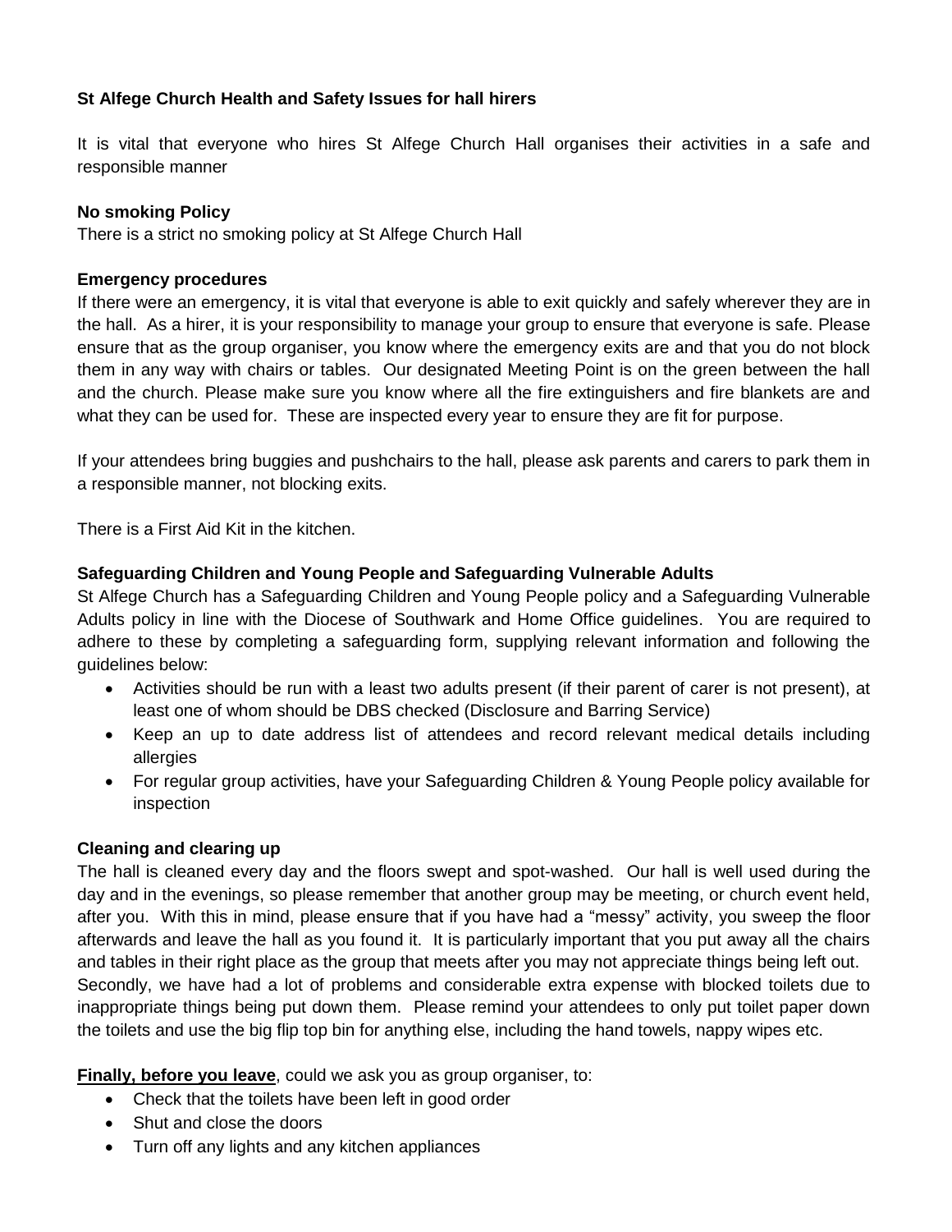**St Alfege Church Health and Safety Issues for hall hirers**

It is vital that everyone who hires St Alfege Church Hall organises their activities in a safe and responsible manner

**No smoking Policy**
There is a strict no smoking policy at St Alfege Church Hall

**Emergency procedures**
If there were an emergency, it is vital that everyone is able to exit quickly and safely wherever they are in the hall. As a hirer, it is your responsibility to manage your group to ensure that everyone is safe. Please ensure that as the group organiser, you know where the emergency exits are and that you do not block them in any way with chairs or tables. Our designated Meeting Point is on the green between the hall and the church. Please make sure you know where all the fire extinguishers and fire blankets are and what they can be used for. These are inspected every year to ensure they are fit for purpose.

If your attendees bring buggies and pushchairs to the hall, please ask parents and carers to park them in a responsible manner, not blocking exits.

There is a First Aid Kit in the kitchen.

**Safeguarding Children and Young People and Safeguarding Vulnerable Adults**
St Alfege Church has a Safeguarding Children and Young People policy and a Safeguarding Vulnerable Adults policy in line with the Diocese of Southwark and Home Office guidelines. You are required to adhere to these by completing a safeguarding form, supplying relevant information and following the guidelines below:

- Activities should be run with a least two adults present (if their parent of carer is not present), at least one of whom should be DBS checked (Disclosure and Barring Service)
- Keep an up to date address list of attendees and record relevant medical details including allergies
- For regular group activities, have your Safeguarding Children & Young People policy available for inspection

**Cleaning and clearing up**
The hall is cleaned every day and the floors swept and spot-washed. Our hall is well used during the day and in the evenings, so please remember that another group may be meeting, or church event held, after you. With this in mind, please ensure that if you have had a "messy" activity, you sweep the floor afterwards and leave the hall as you found it. It is particularly important that you put away all the chairs and tables in their right place as the group that meets after you may not appreciate things being left out.
Secondly, we have had a lot of problems and considerable extra expense with blocked toilets due to inappropriate things being put down them. Please remind your attendees to only put toilet paper down the toilets and use the big flip top bin for anything else, including the hand towels, nappy wipes etc.

**Finally, before you leave**, could we ask you as group organiser, to:

- Check that the toilets have been left in good order
- Shut and close the doors
- Turn off any lights and any kitchen appliances